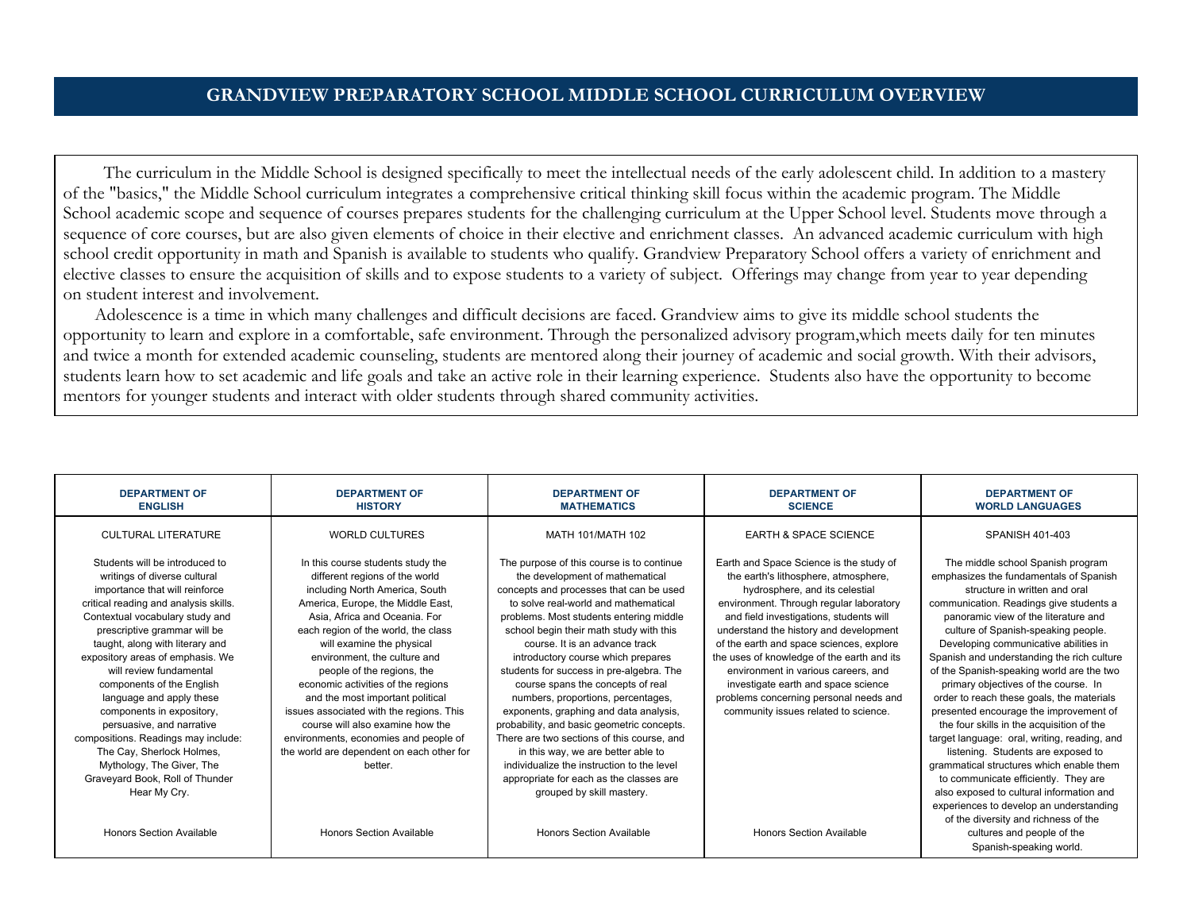# GRANDVIEW PREPARATORY SCHOOL MIDDLE SCHOOL CURRICULUM OVERVIEW

The curriculum in the Middle School is designed specifically to meet the intellectual needs of the early adolescent child. In addition to a mastery of the "basics," the Middle School curriculum integrates a comprehensive critical thinking skill focus within the academic program. The Middle School academic scope and sequence of courses prepares students for the challenging curriculum at the Upper School level. Students move through a sequence of core courses, but are also given elements of choice in their elective and enrichment classes. An advanced academic curriculum with high school credit opportunity in math and Spanish is available to students who qualify. Grandview Preparatory School offers a variety of enrichment and elective classes to ensure the acquisition of skills and to expose students to a variety of subject. Offerings may change from year to year depending on student interest and involvement.

Adolescence is a time in which many challenges and difficult decisions are faced. Grandview aims to give its middle school students the opportunity to learn and explore in a comfortable, safe environment. Through the personalized advisory program,which meets daily for ten minutes and twice a month for extended academic counseling, students are mentored along their journey of academic and social growth. With their advisors, students learn how to set academic and life goals and take an active role in their learning experience. Students also have the opportunity to become mentors for younger students and interact with older students through shared community activities.

| DEPARTMENT OF ENGLISH | DEPARTMENT OF HISTORY | DEPARTMENT OF MATHEMATICS | DEPARTMENT OF SCIENCE | DEPARTMENT OF WORLD LANGUAGES |
|---|---|---|---|---|
| CULTURAL LITERATURE | WORLD CULTURES | MATH 101/MATH 102 | EARTH & SPACE SCIENCE | SPANISH 401-403 |
| Students will be introduced to writings of diverse cultural importance that will reinforce critical reading and analysis skills. Contextual vocabulary study and prescriptive grammar will be taught, along with literary and expository areas of emphasis. We will review fundamental components of the English language and apply these components in expository, persuasive, and narrative compositions. Readings may include: The Cay, Sherlock Holmes, Mythology, The Giver, The Graveyard Book, Roll of Thunder Hear My Cry. | In this course students study the different regions of the world including North America, South America, Europe, the Middle East, Asia, Africa and Oceania. For each region of the world, the class will examine the physical environment, the culture and people of the regions, the economic activities of the regions and the most important political issues associated with the regions. This course will also examine how the environments, economies and people of the world are dependent on each other for better. | The purpose of this course is to continue the development of mathematical concepts and processes that can be used to solve real-world and mathematical problems. Most students entering middle school begin their math study with this course. It is an advance track introductory course which prepares students for success in pre-algebra. The course spans the concepts of real numbers, proportions, percentages, exponents, graphing and data analysis, probability, and basic geometric concepts. There are two sections of this course, and in this way, we are better able to individualize the instruction to the level appropriate for each as the classes are grouped by skill mastery. | Earth and Space Science is the study of the earth's lithosphere, atmosphere, hydrosphere, and its celestial environment. Through regular laboratory and field investigations, students will understand the history and development of the earth and space sciences, explore the uses of knowledge of the earth and its environment in various careers, and investigate earth and space science problems concerning personal needs and community issues related to science. | The middle school Spanish program emphasizes the fundamentals of Spanish structure in written and oral communication. Readings give students a panoramic view of the literature and culture of Spanish-speaking people. Developing communicative abilities in Spanish and understanding the rich culture of the Spanish-speaking world are the two primary objectives of the course. In order to reach these goals, the materials presented encourage the improvement of the four skills in the acquisition of the target language: oral, writing, reading, and listening. Students are exposed to grammatical structures which enable them to communicate efficiently. They are also exposed to cultural information and experiences to develop an understanding of the diversity and richness of the cultures and people of the Spanish-speaking world. |
| Honors Section Available | Honors Section Available | Honors Section Available | Honors Section Available | |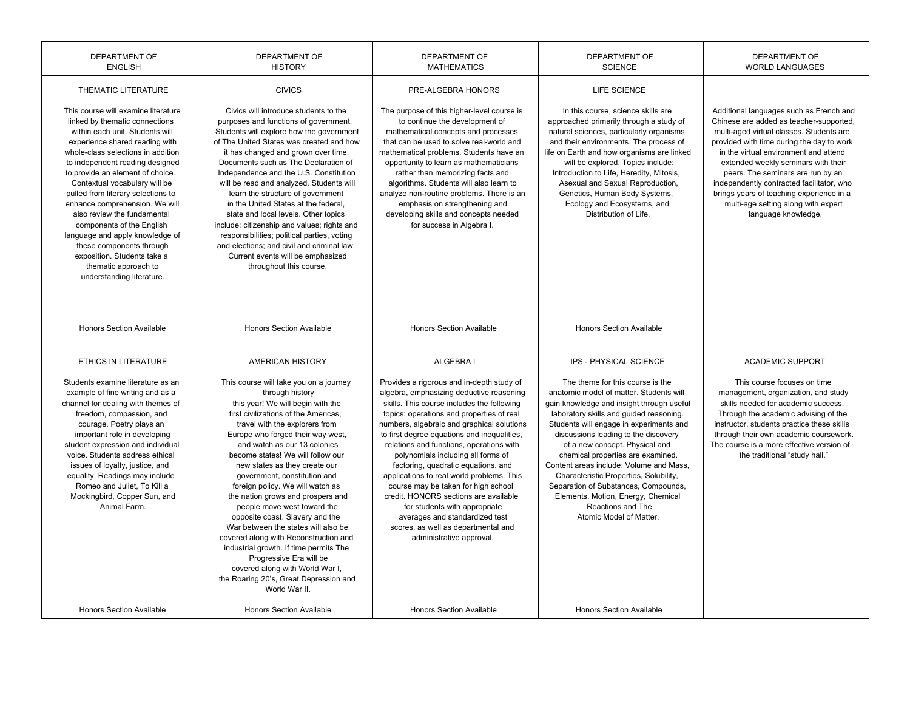| DEPARTMENT OF ENGLISH | DEPARTMENT OF HISTORY | DEPARTMENT OF MATHEMATICS | DEPARTMENT OF SCIENCE | DEPARTMENT OF WORLD LANGUAGES |
|---|---|---|---|---|
| THEMATIC LITERATURE<br><br>This course will examine literature linked by thematic connections within each unit. Students will experience shared reading with whole-class selections in addition to independent reading designed to provide an element of choice. Contextual vocabulary will be pulled from literary selections to enhance comprehension. We will also review the fundamental components of the English language and apply knowledge of these components through exposition. Students take a thematic approach to understanding literature.<br><br>Honors Section Available | CIVICS<br><br>Civics will introduce students to the purposes and functions of government. Students will explore how the government of The United States was created and how it has changed and grown over time. Documents such as The Declaration of Independence and the U.S. Constitution will be read and analyzed. Students will learn the structure of government in the United States at the federal, state and local levels. Other topics include: citizenship and values; rights and responsibilities; political parties, voting and elections; and civil and criminal law. Current events will be emphasized throughout this course.<br><br>Honors Section Available | PRE-ALGEBRA HONORS<br><br>The purpose of this higher-level course is to continue the development of mathematical concepts and processes that can be used to solve real-world and mathematical problems. Students have an opportunity to learn as mathematicians rather than memorizing facts and algorithms. Students will also learn to analyze non-routine problems. There is an emphasis on strengthening and developing skills and concepts needed for success in Algebra I.<br><br>Honors Section Available | LIFE SCIENCE<br><br>In this course, science skills are approached primarily through a study of natural sciences, particularly organisms and their environments. The process of life on Earth and how organisms are linked will be explored. Topics include: Introduction to Life, Heredity, Mitosis, Asexual and Sexual Reproduction, Genetics, Human Body Systems, Ecology and Ecosystems, and Distribution of Life.<br><br>Honors Section Available | Additional languages such as French and Chinese are added as teacher-supported, multi-aged virtual classes. Students are provided with time during the day to work in the virtual environment and attend extended weekly seminars with their peers. The seminars are run by an independently contracted facilitator, who brings years of teaching experience in a multi-age setting along with expert language knowledge. |
| ETHICS IN LITERATURE<br><br>Students examine literature as an example of fine writing and as a channel for dealing with themes of freedom, compassion, and courage. Poetry plays an important role in developing student expression and individual voice. Students address ethical issues of loyalty, justice, and equality. Readings may include Romeo and Juliet, To Kill a Mockingbird, Copper Sun, and Animal Farm.<br><br>Honors Section Available | AMERICAN HISTORY<br><br>This course will take you on a journey through history this year! We will begin with the first civilizations of the Americas, travel with the explorers from Europe who forged their way west, and watch as our 13 colonies become states! We will follow our new states as they create our government, constitution and foreign policy. We will watch as the nation grows and prospers and people move west toward the opposite coast. Slavery and the War between the states will also be covered along with Reconstruction and industrial growth. If time permits The Progressive Era will be covered along with World War I, the Roaring 20's, Great Depression and World War II.<br><br>Honors Section Available | ALGEBRA I<br><br>Provides a rigorous and in-depth study of algebra, emphasizing deductive reasoning skills. This course includes the following topics: operations and properties of real numbers, algebraic and graphical solutions to first degree equations and inequalities, relations and functions, operations with polynomials including all forms of factoring, quadratic equations, and applications to real world problems. This course may be taken for high school credit. HONORS sections are available for students with appropriate averages and standardized test scores, as well as departmental and administrative approval.<br><br>Honors Section Available | IPS - PHYSICAL SCIENCE<br><br>The theme for this course is the anatomic model of matter. Students will gain knowledge and insight through useful laboratory skills and guided reasoning. Students will engage in experiments and discussions leading to the discovery of a new concept. Physical and chemical properties are examined. Content areas include: Volume and Mass, Characteristic Properties, Solubility, Separation of Substances, Compounds, Elements, Motion, Energy, Chemical Reactions and The Atomic Model of Matter.<br><br>Honors Section Available | ACADEMIC SUPPORT<br><br>This course focuses on time management, organization, and study skills needed for academic success. Through the academic advising of the instructor, students practice these skills through their own academic coursework. The course is a more effective version of the traditional "study hall." |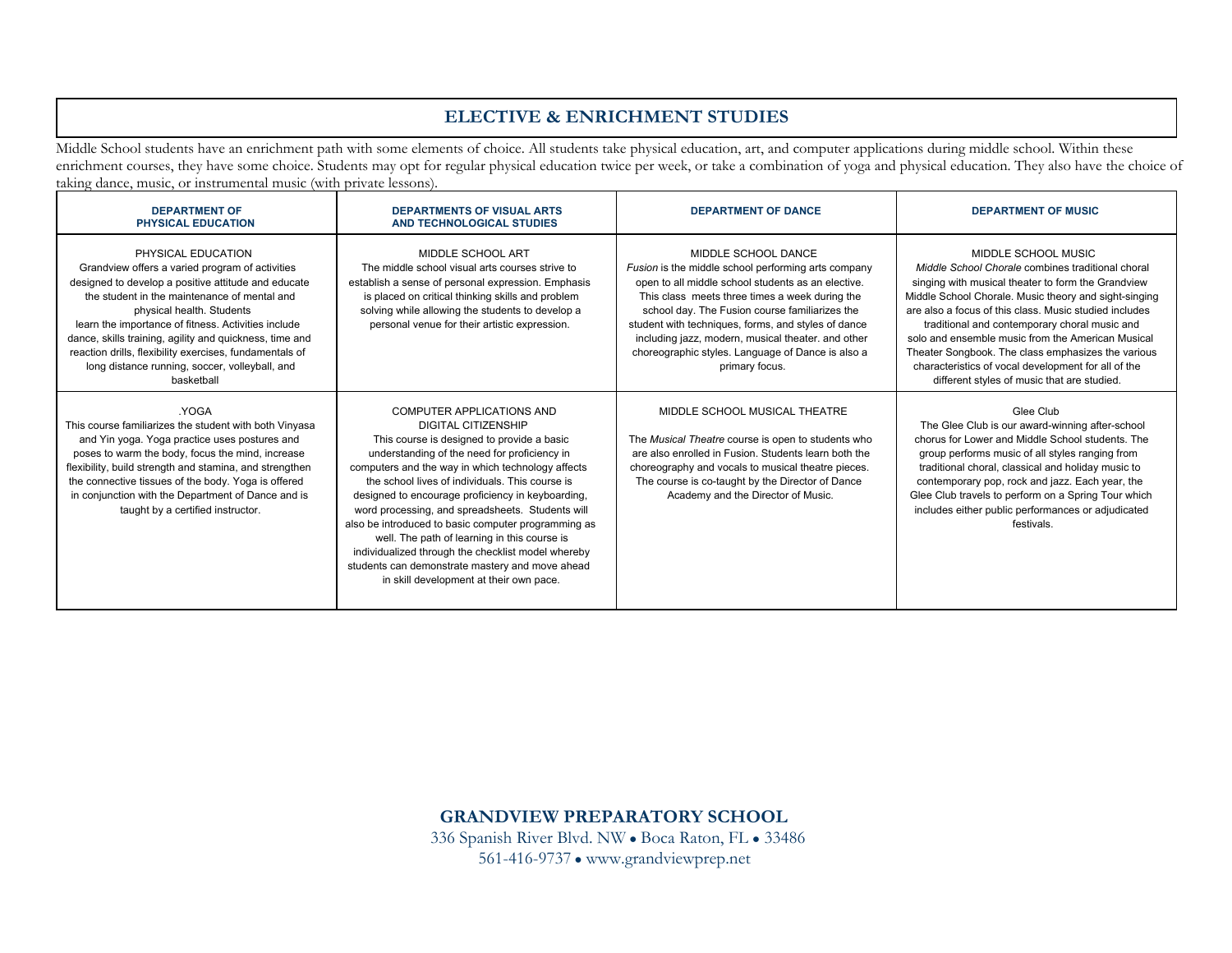## ELECTIVE & ENRICHMENT STUDIES

Middle School students have an enrichment path with some elements of choice. All students take physical education, art, and computer applications during middle school. Within these enrichment courses, they have some choice. Students may opt for regular physical education twice per week, or take a combination of yoga and physical education. They also have the choice of taking dance, music, or instrumental music (with private lessons).

| DEPARTMENT OF PHYSICAL EDUCATION | DEPARTMENTS OF VISUAL ARTS AND TECHNOLOGICAL STUDIES | DEPARTMENT OF DANCE | DEPARTMENT OF MUSIC |
|---|---|---|---|
| PHYSICAL EDUCATION<br>Grandview offers a varied program of activities designed to develop a positive attitude and educate the student in the maintenance of mental and physical health. Students learn the importance of fitness. Activities include dance, skills training, agility and quickness, time and reaction drills, flexibility exercises, fundamentals of long distance running, soccer, volleyball, and basketball | MIDDLE SCHOOL ART<br>The middle school visual arts courses strive to establish a sense of personal expression. Emphasis is placed on critical thinking skills and problem solving while allowing the students to develop a personal venue for their artistic expression. | MIDDLE SCHOOL DANCE<br>*Fusion* is the middle school performing arts company open to all middle school students as an elective. This class meets three times a week during the school day. The Fusion course familiarizes the student with techniques, forms, and styles of dance including jazz, modern, musical theater. and other choreographic styles. Language of Dance is also a primary focus. | MIDDLE SCHOOL MUSIC<br>*Middle School Chorale* combines traditional choral singing with musical theater to form the Grandview Middle School Chorale. Music theory and sight-singing are also a focus of this class. Music studied includes traditional and contemporary choral music and solo and ensemble music from the American Musical Theater Songbook. The class emphasizes the various characteristics of vocal development for all of the different styles of music that are studied. |
| .YOGA<br>This course familiarizes the student with both Vinyasa and Yin yoga. Yoga practice uses postures and poses to warm the body, focus the mind, increase flexibility, build strength and stamina, and strengthen the connective tissues of the body. Yoga is offered in conjunction with the Department of Dance and is taught by a certified instructor. | COMPUTER APPLICATIONS AND DIGITAL CITIZENSHIP<br>This course is designed to provide a basic understanding of the need for proficiency in computers and the way in which technology affects the school lives of individuals. This course is designed to encourage proficiency in keyboarding, word processing, and spreadsheets. Students will also be introduced to basic computer programming as well. The path of learning in this course is individualized through the checklist model whereby students can demonstrate mastery and move ahead in skill development at their own pace. | MIDDLE SCHOOL MUSICAL THEATRE<br>The *Musical Theatre* course is open to students who are also enrolled in Fusion. Students learn both the choreography and vocals to musical theatre pieces. The course is co-taught by the Director of Dance Academy and the Director of Music. | Glee Club<br>The Glee Club is our award-winning after-school chorus for Lower and Middle School students. The group performs music of all styles ranging from traditional choral, classical and holiday music to contemporary pop, rock and jazz. Each year, the Glee Club travels to perform on a Spring Tour which includes either public performances or adjudicated festivals. |

**GRANDVIEW PREPARATORY SCHOOL**
336 Spanish River Blvd. NW • Boca Raton, FL • 33486
561-416-9737 • www.grandviewprep.net